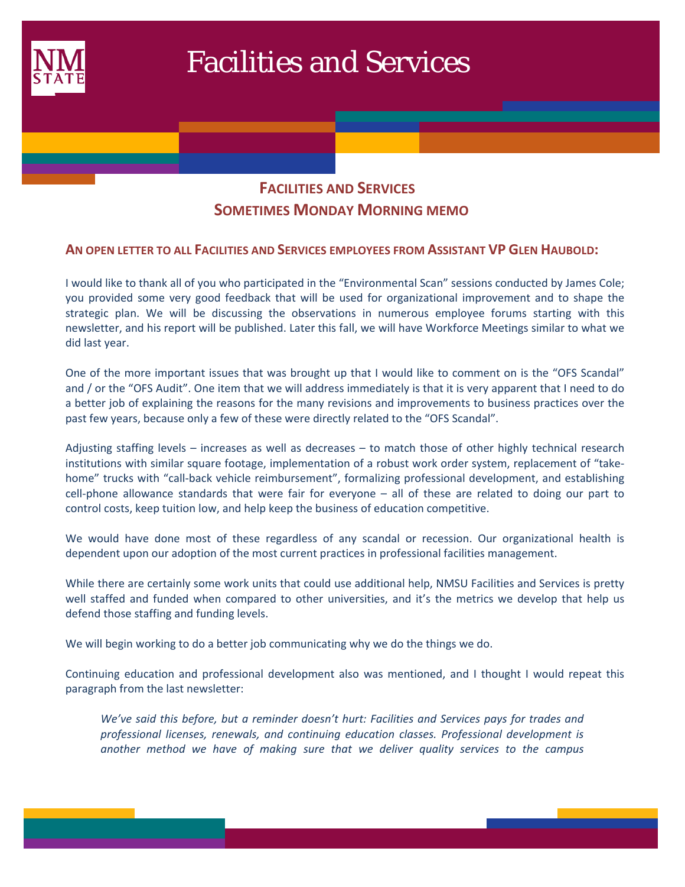# Facilities and Services

## Facilities and Services
## Sometimes Monday Morning memo

### An open letter to all Facilities and Services employees from Assistant VP Glen Haubold:

I would like to thank all of you who participated in the "Environmental Scan" sessions conducted by James Cole; you provided some very good feedback that will be used for organizational improvement and to shape the strategic plan. We will be discussing the observations in numerous employee forums starting with this newsletter, and his report will be published. Later this fall, we will have Workforce Meetings similar to what we did last year.

One of the more important issues that was brought up that I would like to comment on is the "OFS Scandal" and / or the "OFS Audit". One item that we will address immediately is that it is very apparent that I need to do a better job of explaining the reasons for the many revisions and improvements to business practices over the past few years, because only a few of these were directly related to the "OFS Scandal".

Adjusting staffing levels – increases as well as decreases – to match those of other highly technical research institutions with similar square footage, implementation of a robust work order system, replacement of "take-home" trucks with "call-back vehicle reimbursement", formalizing professional development, and establishing cell-phone allowance standards that were fair for everyone – all of these are related to doing our part to control costs, keep tuition low, and help keep the business of education competitive.

We would have done most of these regardless of any scandal or recession. Our organizational health is dependent upon our adoption of the most current practices in professional facilities management.

While there are certainly some work units that could use additional help, NMSU Facilities and Services is pretty well staffed and funded when compared to other universities, and it's the metrics we develop that help us defend those staffing and funding levels.

We will begin working to do a better job communicating why we do the things we do.

Continuing education and professional development also was mentioned, and I thought I would repeat this paragraph from the last newsletter:

> *We've said this before, but a reminder doesn't hurt: Facilities and Services pays for trades and professional licenses, renewals, and continuing education classes. Professional development is another method we have of making sure that we deliver quality services to the campus*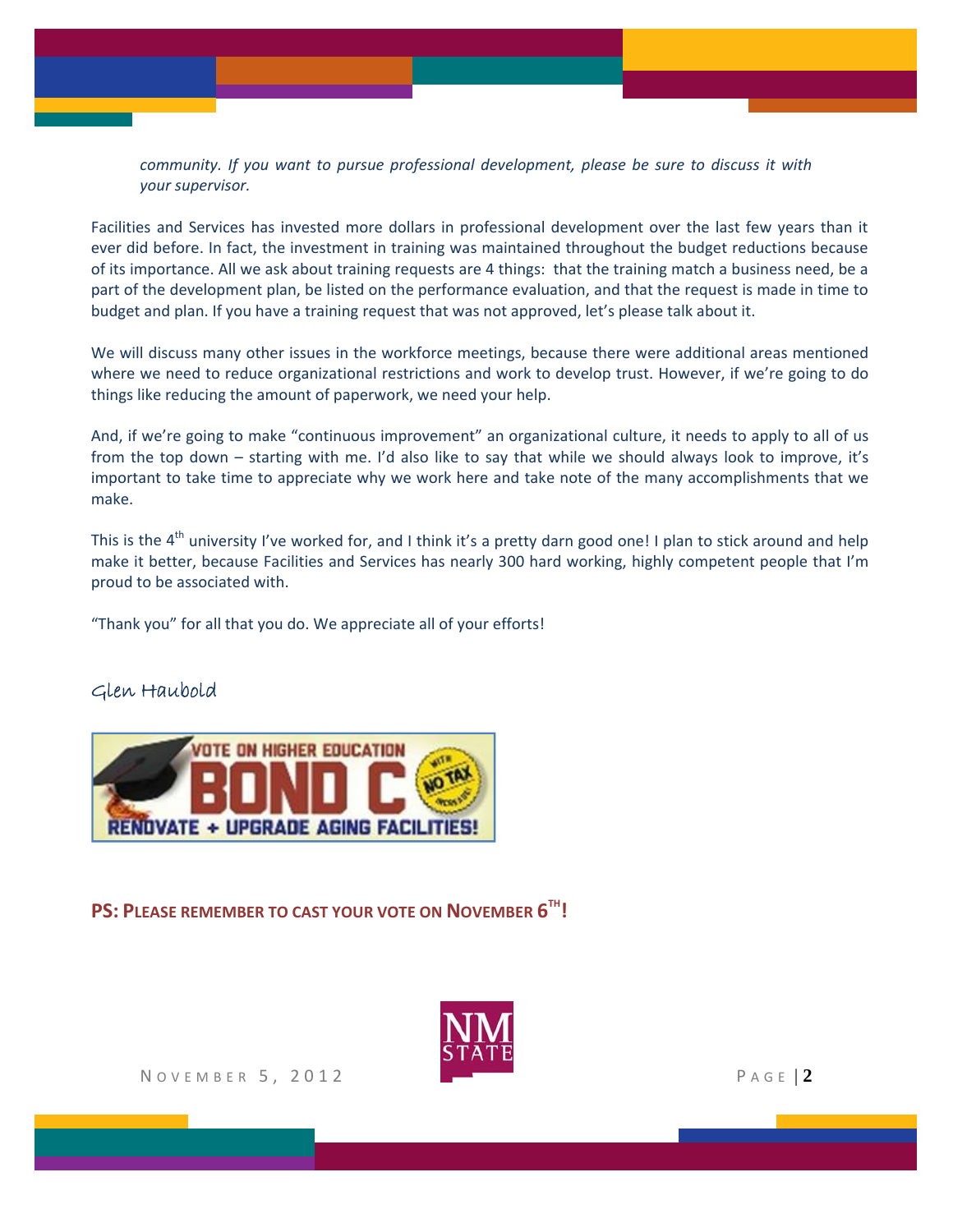*community. If you want to pursue professional development, please be sure to discuss it with your supervisor.*

Facilities and Services has invested more dollars in professional development over the last few years than it ever did before. In fact, the investment in training was maintained throughout the budget reductions because of its importance. All we ask about training requests are 4 things: that the training match a business need, be a part of the development plan, be listed on the performance evaluation, and that the request is made in time to budget and plan. If you have a training request that was not approved, let's please talk about it.

We will discuss many other issues in the workforce meetings, because there were additional areas mentioned where we need to reduce organizational restrictions and work to develop trust. However, if we're going to do things like reducing the amount of paperwork, we need your help.

And, if we're going to make "continuous improvement" an organizational culture, it needs to apply to all of us from the top down – starting with me. I'd also like to say that while we should always look to improve, it's important to take time to appreciate why we work here and take note of the many accomplishments that we make.

This is the 4th university I've worked for, and I think it's a pretty darn good one! I plan to stick around and help make it better, because Facilities and Services has nearly 300 hard working, highly competent people that I'm proud to be associated with.

"Thank you" for all that you do. We appreciate all of your efforts!

Glen Haubold

VOTE ON HIGHER EDUCATION BOND C WITH NO TAX INCREASE! RENOVATE + UPGRADE AGING FACILITIES!

**PS: PLEASE REMEMBER TO CAST YOUR VOTE ON NOVEMBER 6TH!**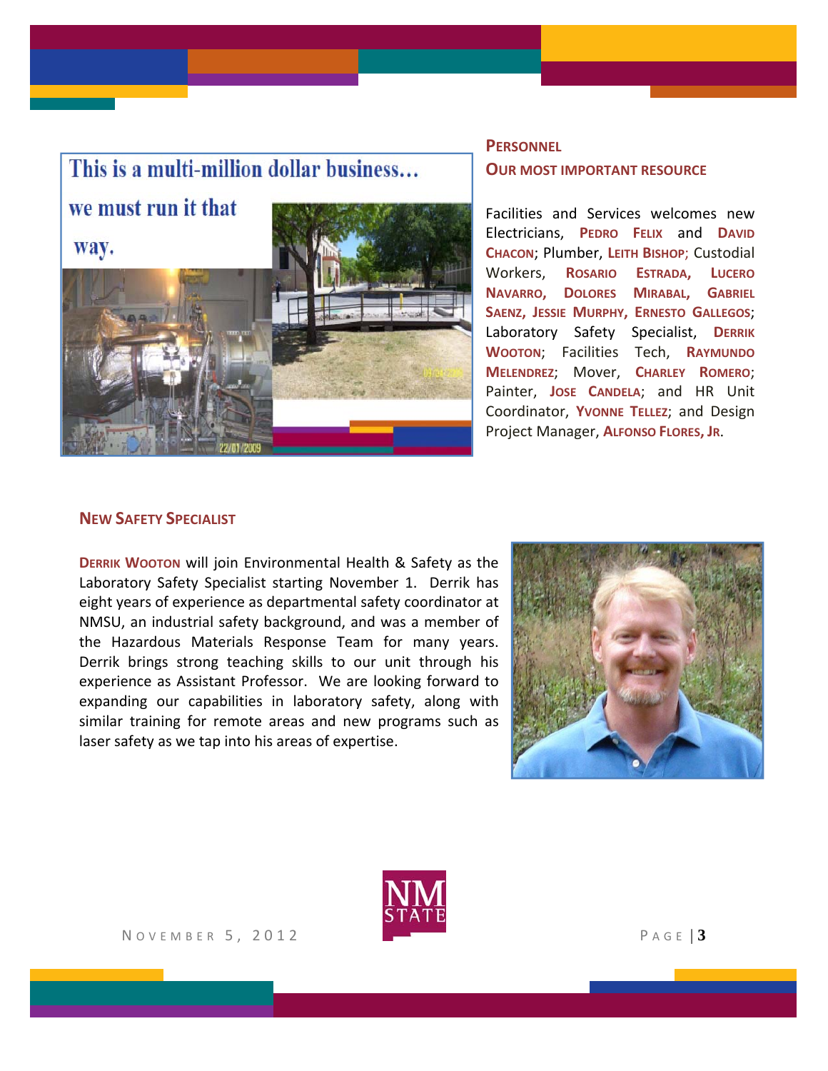This is a multi-million dollar business… we must run it that way.

## PERSONNEL

### OUR MOST IMPORTANT RESOURCE

Facilities and Services welcomes new Electricians, **PEDRO FELIX** and **DAVID CHACON**; Plumber, **LEITH BISHOP**; Custodial Workers, **ROSARIO ESTRADA, LUCERO NAVARRO, DOLORES MIRABAL, GABRIEL SAENZ, JESSIE MURPHY, ERNESTO GALLEGOS**; Laboratory Safety Specialist, **DERRIK WOOTON**; Facilities Tech, **RAYMUNDO MELENDREZ**; Mover, **CHARLEY ROMERO**; Painter, **JOSE CANDELA**; and HR Unit Coordinator, **YVONNE TELLEZ**; and Design Project Manager, **ALFONSO FLORES, JR**.

## NEW SAFETY SPECIALIST

**DERRIK WOOTON** will join Environmental Health & Safety as the Laboratory Safety Specialist starting November 1. Derrik has eight years of experience as departmental safety coordinator at NMSU, an industrial safety background, and was a member of the Hazardous Materials Response Team for many years. Derrik brings strong teaching skills to our unit through his experience as Assistant Professor. We are looking forward to expanding our capabilities in laboratory safety, along with similar training for remote areas and new programs such as laser safety as we tap into his areas of expertise.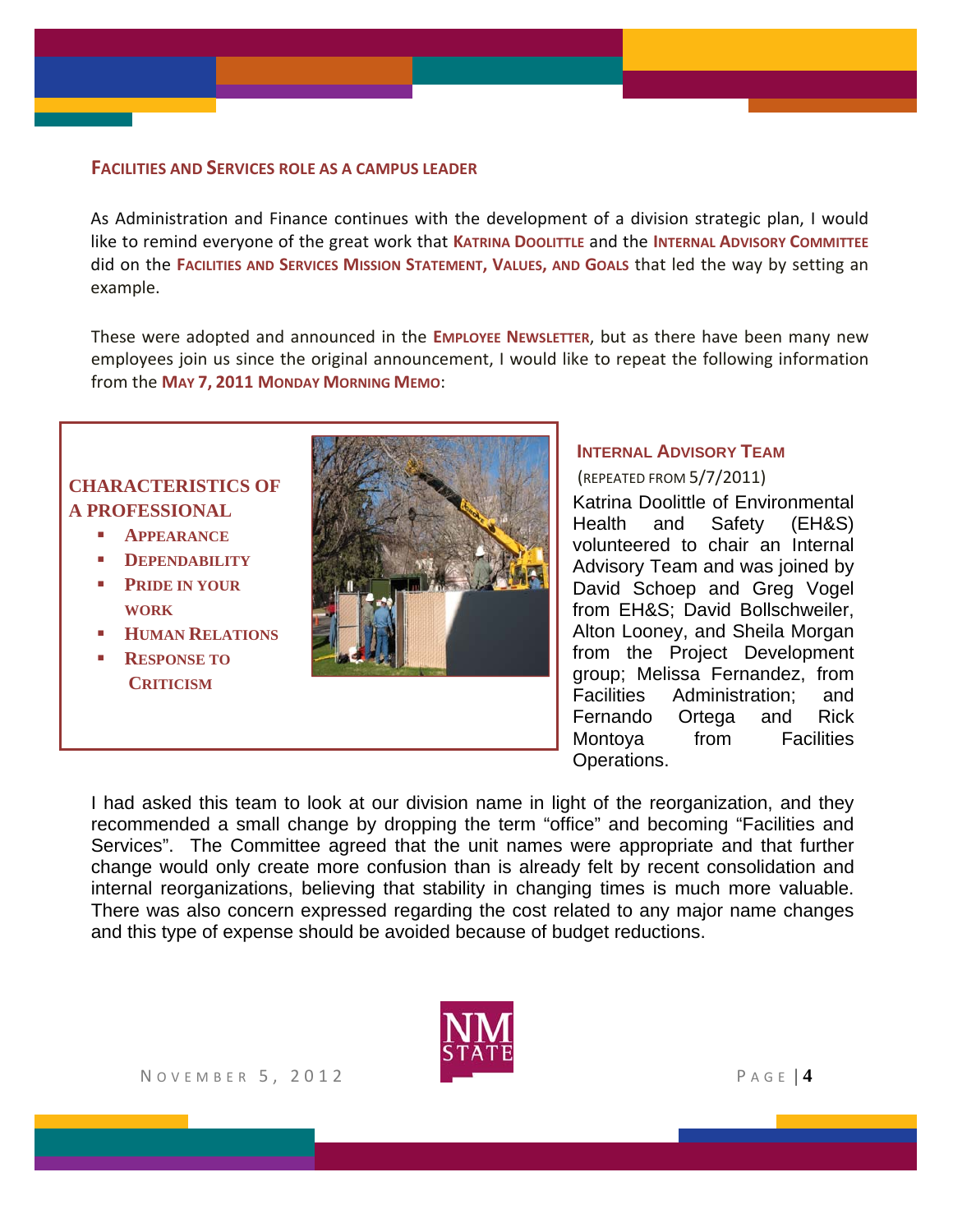## Facilities and Services role as a campus leader

As Administration and Finance continues with the development of a division strategic plan, I would like to remind everyone of the great work that **Katrina Doolittle** and the **Internal Advisory Committee** did on the **Facilities and Services Mission Statement, Values, and Goals** that led the way by setting an example.

These were adopted and announced in the **Employee Newsletter**, but as there have been many new employees join us since the original announcement, I would like to repeat the following information from the **May 7, 2011 Monday Morning Memo**:

### Characteristics of a Professional

- Appearance
- Dependability
- Pride in your work
- Human Relations
- Response to Criticism

### Internal Advisory Team

(repeated from 5/7/2011)

Katrina Doolittle of Environmental Health and Safety (EH&S) volunteered to chair an Internal Advisory Team and was joined by David Schoep and Greg Vogel from EH&S; David Bollschweiler, Alton Looney, and Sheila Morgan from the Project Development group; Melissa Fernandez, from Facilities Administration; and Fernando Ortega and Rick Montoya from Facilities Operations.

I had asked this team to look at our division name in light of the reorganization, and they recommended a small change by dropping the term "office" and becoming "Facilities and Services". The Committee agreed that the unit names were appropriate and that further change would only create more confusion than is already felt by recent consolidation and internal reorganizations, believing that stability in changing times is much more valuable. There was also concern expressed regarding the cost related to any major name changes and this type of expense should be avoided because of budget reductions.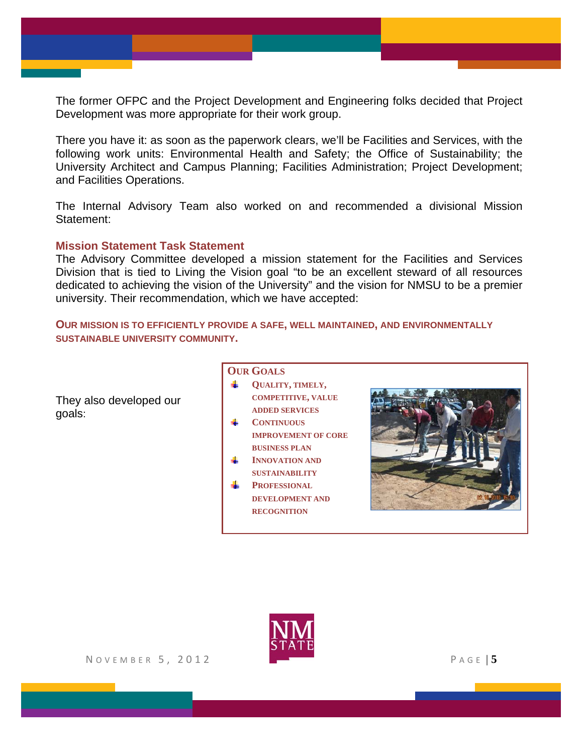The former OFPC and the Project Development and Engineering folks decided that Project Development was more appropriate for their work group.

There you have it: as soon as the paperwork clears, we'll be Facilities and Services, with the following work units: Environmental Health and Safety; the Office of Sustainability; the University Architect and Campus Planning; Facilities Administration; Project Development; and Facilities Operations.

The Internal Advisory Team also worked on and recommended a divisional Mission Statement:

### Mission Statement Task Statement

The Advisory Committee developed a mission statement for the Facilities and Services Division that is tied to Living the Vision goal "to be an excellent steward of all resources dedicated to achieving the vision of the University" and the vision for NMSU to be a premier university. Their recommendation, which we have accepted:

**OUR MISSION IS TO EFFICIENTLY PROVIDE A SAFE, WELL MAINTAINED, AND ENVIRONMENTALLY SUSTAINABLE UNIVERSITY COMMUNITY.**

They also developed our goals:

**OUR GOALS**

- **QUALITY, TIMELY, COMPETITIVE, VALUE ADDED SERVICES**
- **CONTINUOUS IMPROVEMENT OF CORE BUSINESS PLAN**
- **INNOVATION AND SUSTAINABILITY**
- **PROFESSIONAL DEVELOPMENT AND RECOGNITION**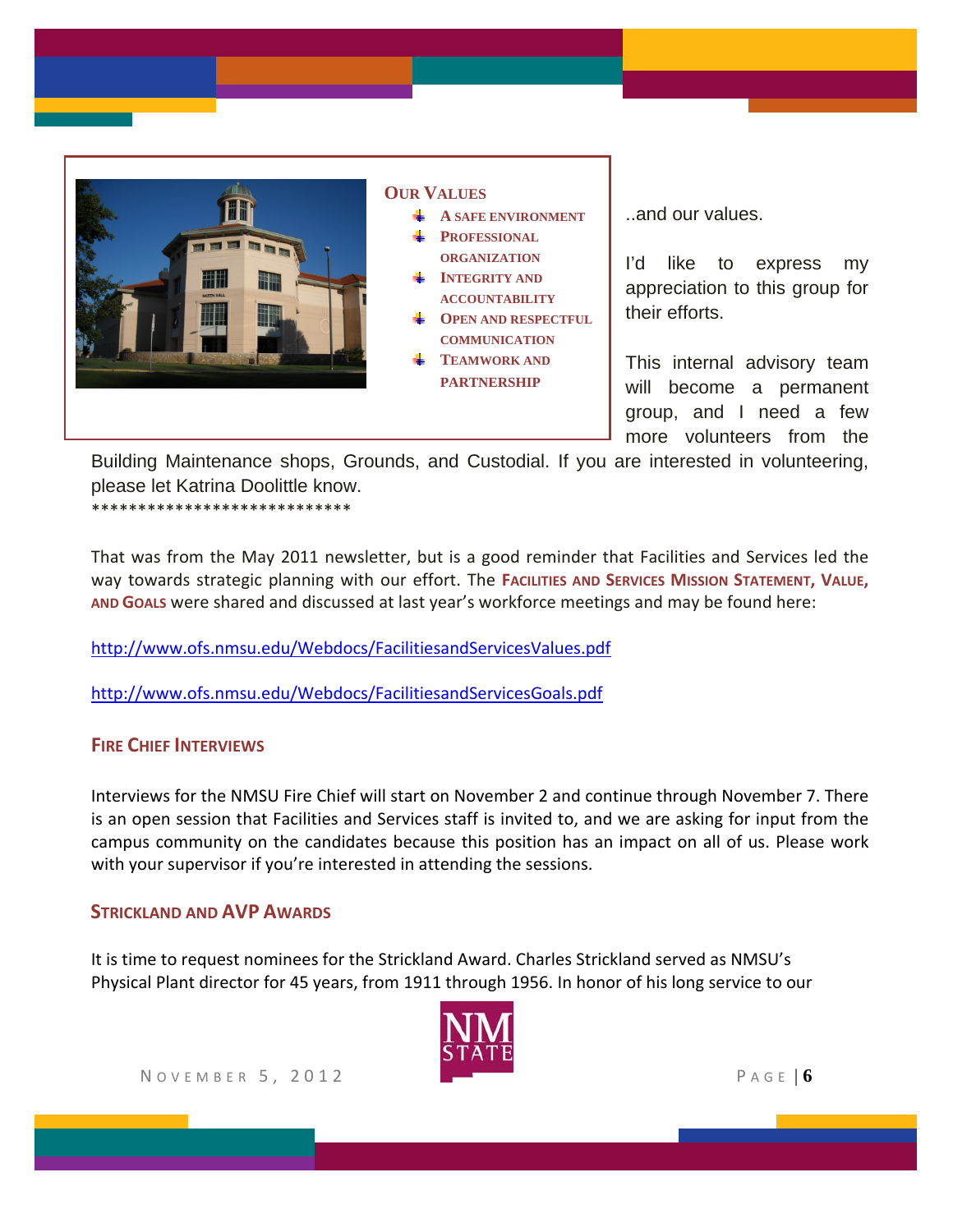**OUR VALUES**

- **A SAFE ENVIRONMENT**
- **PROFESSIONAL ORGANIZATION**
- **INTEGRITY AND ACCOUNTABILITY**
- **OPEN AND RESPECTFUL COMMUNICATION**
- **TEAMWORK AND PARTNERSHIP**

..and our values.

I'd like to express my appreciation to this group for their efforts.

This internal advisory team will become a permanent group, and I need a few more volunteers from the Building Maintenance shops, Grounds, and Custodial. If you are interested in volunteering, please let Katrina Doolittle know.

****************************

That was from the May 2011 newsletter, but is a good reminder that Facilities and Services led the way towards strategic planning with our effort. The **FACILITIES AND SERVICES MISSION STATEMENT, VALUE, AND GOALS** were shared and discussed at last year's workforce meetings and may be found here:

http://www.ofs.nmsu.edu/Webdocs/FacilitiesandServicesValues.pdf

http://www.ofs.nmsu.edu/Webdocs/FacilitiesandServicesGoals.pdf

## FIRE CHIEF INTERVIEWS

Interviews for the NMSU Fire Chief will start on November 2 and continue through November 7. There is an open session that Facilities and Services staff is invited to, and we are asking for input from the campus community on the candidates because this position has an impact on all of us. Please work with your supervisor if you're interested in attending the sessions.

## STRICKLAND AND AVP AWARDS

It is time to request nominees for the Strickland Award. Charles Strickland served as NMSU's Physical Plant director for 45 years, from 1911 through 1956. In honor of his long service to our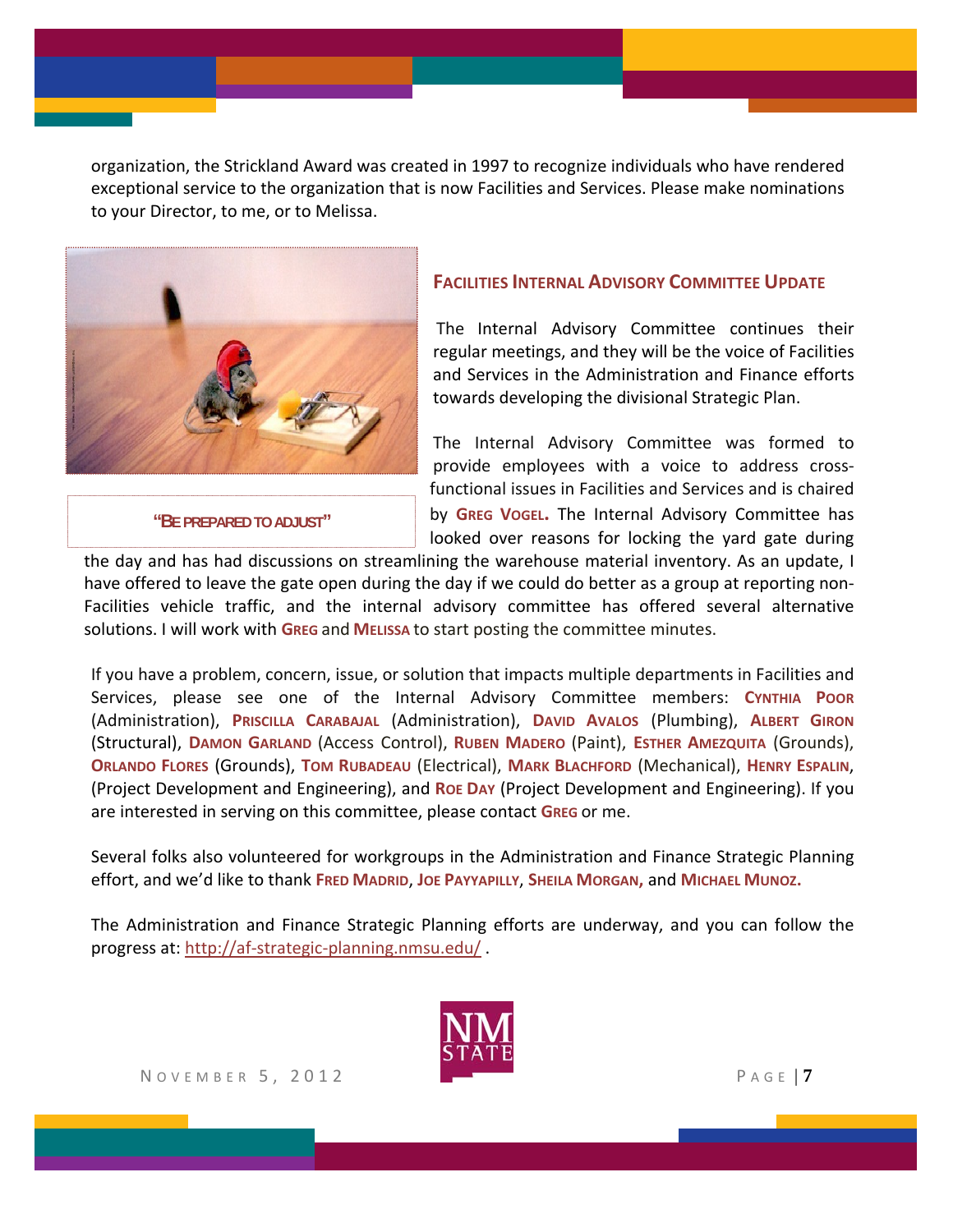organization, the Strickland Award was created in 1997 to recognize individuals who have rendered exceptional service to the organization that is now Facilities and Services. Please make nominations to your Director, to me, or to Melissa.

"BE PREPARED TO ADJUST"

## FACILITIES INTERNAL ADVISORY COMMITTEE UPDATE

The Internal Advisory Committee continues their regular meetings, and they will be the voice of Facilities and Services in the Administration and Finance efforts towards developing the divisional Strategic Plan.

The Internal Advisory Committee was formed to provide employees with a voice to address cross-functional issues in Facilities and Services and is chaired by **GREG VOGEL**. The Internal Advisory Committee has looked over reasons for locking the yard gate during the day and has had discussions on streamlining the warehouse material inventory. As an update, I have offered to leave the gate open during the day if we could do better as a group at reporting non-Facilities vehicle traffic, and the internal advisory committee has offered several alternative solutions. I will work with **GREG** and **MELISSA** to start posting the committee minutes.

If you have a problem, concern, issue, or solution that impacts multiple departments in Facilities and Services, please see one of the Internal Advisory Committee members: **CYNTHIA POOR** (Administration), **PRISCILLA CARABAJAL** (Administration), **DAVID AVALOS** (Plumbing), **ALBERT GIRON** (Structural), **DAMON GARLAND** (Access Control), **RUBEN MADERO** (Paint), **ESTHER AMEZQUITA** (Grounds), **ORLANDO FLORES** (Grounds), **TOM RUBADEAU** (Electrical), **MARK BLACHFORD** (Mechanical), **HENRY ESPALIN**, (Project Development and Engineering), and **ROE DAY** (Project Development and Engineering). If you are interested in serving on this committee, please contact **GREG** or me.

Several folks also volunteered for workgroups in the Administration and Finance Strategic Planning effort, and we'd like to thank **FRED MADRID**, **JOE PAYYAPILLY**, **SHEILA MORGAN**, and **MICHAEL MUNOZ**.

The Administration and Finance Strategic Planning efforts are underway, and you can follow the progress at: http://af-strategic-planning.nmsu.edu/ .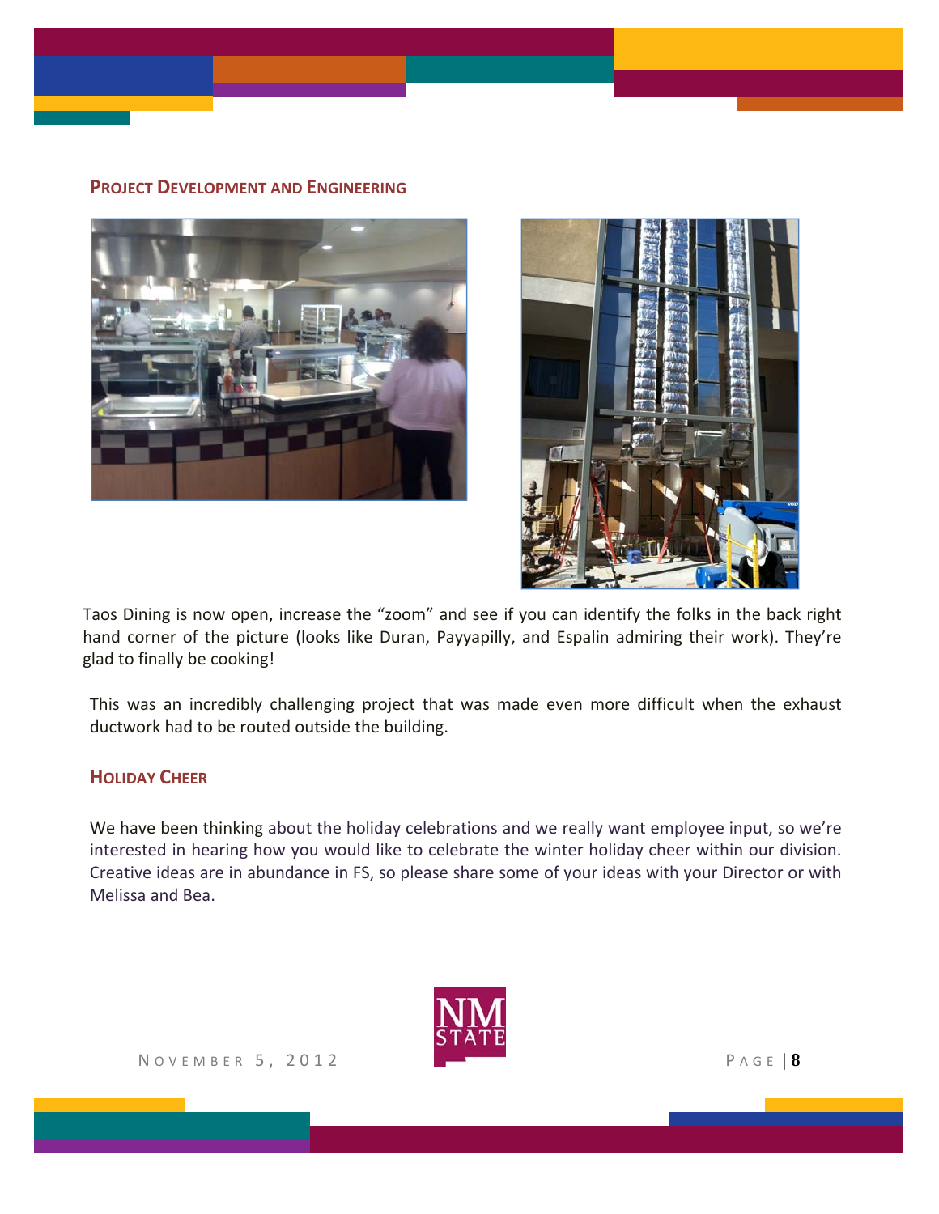## Project Development and Engineering

Taos Dining is now open, increase the “zoom” and see if you can identify the folks in the back right hand corner of the picture (looks like Duran, Payyapilly, and Espalin admiring their work). They’re glad to finally be cooking!

This was an incredibly challenging project that was made even more difficult when the exhaust ductwork had to be routed outside the building.

## Holiday Cheer

We have been thinking about the holiday celebrations and we really want employee input, so we’re interested in hearing how you would like to celebrate the winter holiday cheer within our division. Creative ideas are in abundance in FS, so please share some of your ideas with your Director or with Melissa and Bea.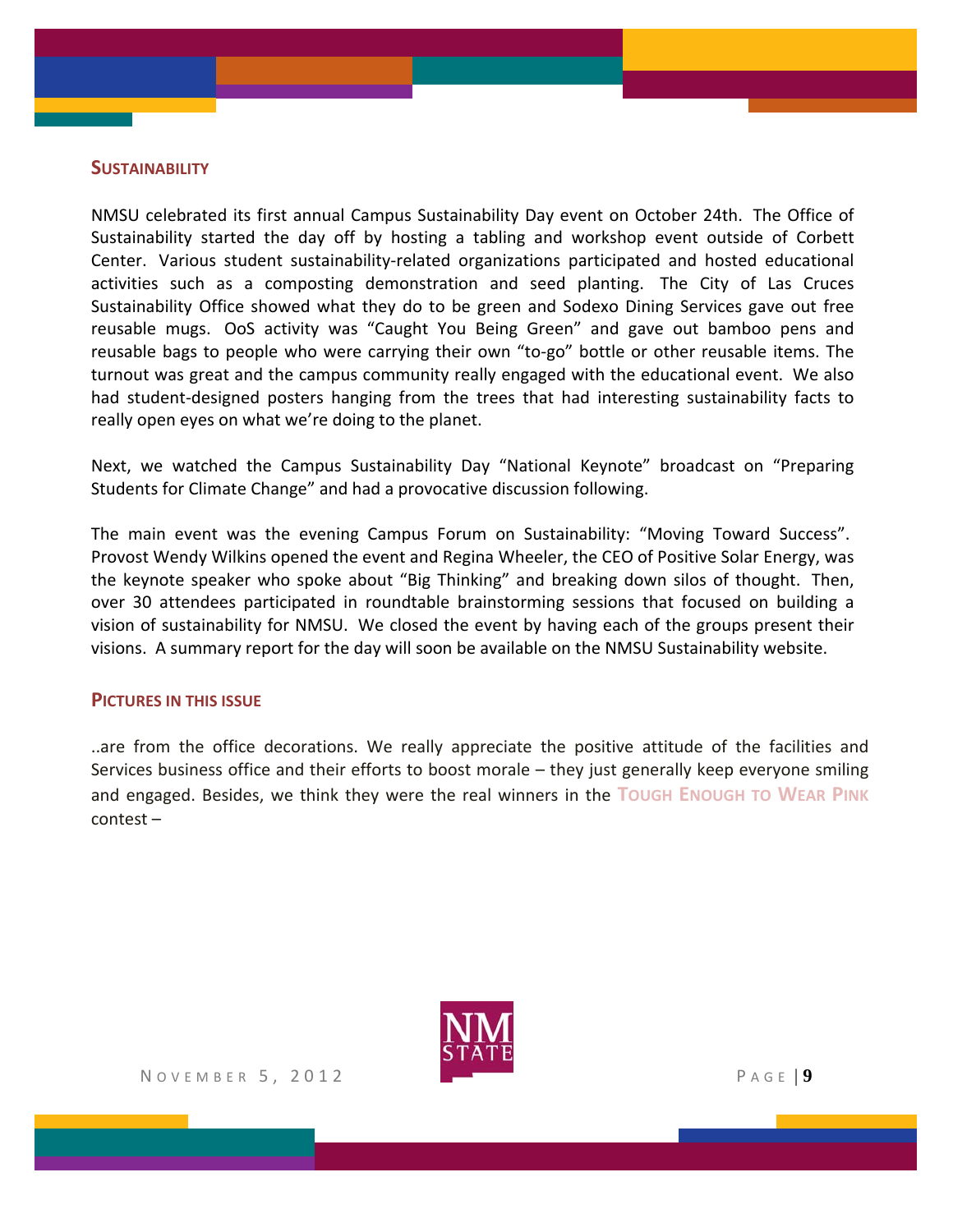## SUSTAINABILITY

NMSU celebrated its first annual Campus Sustainability Day event on October 24th. The Office of Sustainability started the day off by hosting a tabling and workshop event outside of Corbett Center. Various student sustainability-related organizations participated and hosted educational activities such as a composting demonstration and seed planting. The City of Las Cruces Sustainability Office showed what they do to be green and Sodexo Dining Services gave out free reusable mugs. OoS activity was "Caught You Being Green" and gave out bamboo pens and reusable bags to people who were carrying their own "to-go" bottle or other reusable items. The turnout was great and the campus community really engaged with the educational event. We also had student-designed posters hanging from the trees that had interesting sustainability facts to really open eyes on what we're doing to the planet.

Next, we watched the Campus Sustainability Day "National Keynote" broadcast on "Preparing Students for Climate Change" and had a provocative discussion following.

The main event was the evening Campus Forum on Sustainability: "Moving Toward Success". Provost Wendy Wilkins opened the event and Regina Wheeler, the CEO of Positive Solar Energy, was the keynote speaker who spoke about "Big Thinking" and breaking down silos of thought. Then, over 30 attendees participated in roundtable brainstorming sessions that focused on building a vision of sustainability for NMSU. We closed the event by having each of the groups present their visions. A summary report for the day will soon be available on the NMSU Sustainability website.

## PICTURES IN THIS ISSUE

..are from the office decorations. We really appreciate the positive attitude of the facilities and Services business office and their efforts to boost morale – they just generally keep everyone smiling and engaged. Besides, we think they were the real winners in the **TOUGH ENOUGH TO WEAR PINK** contest –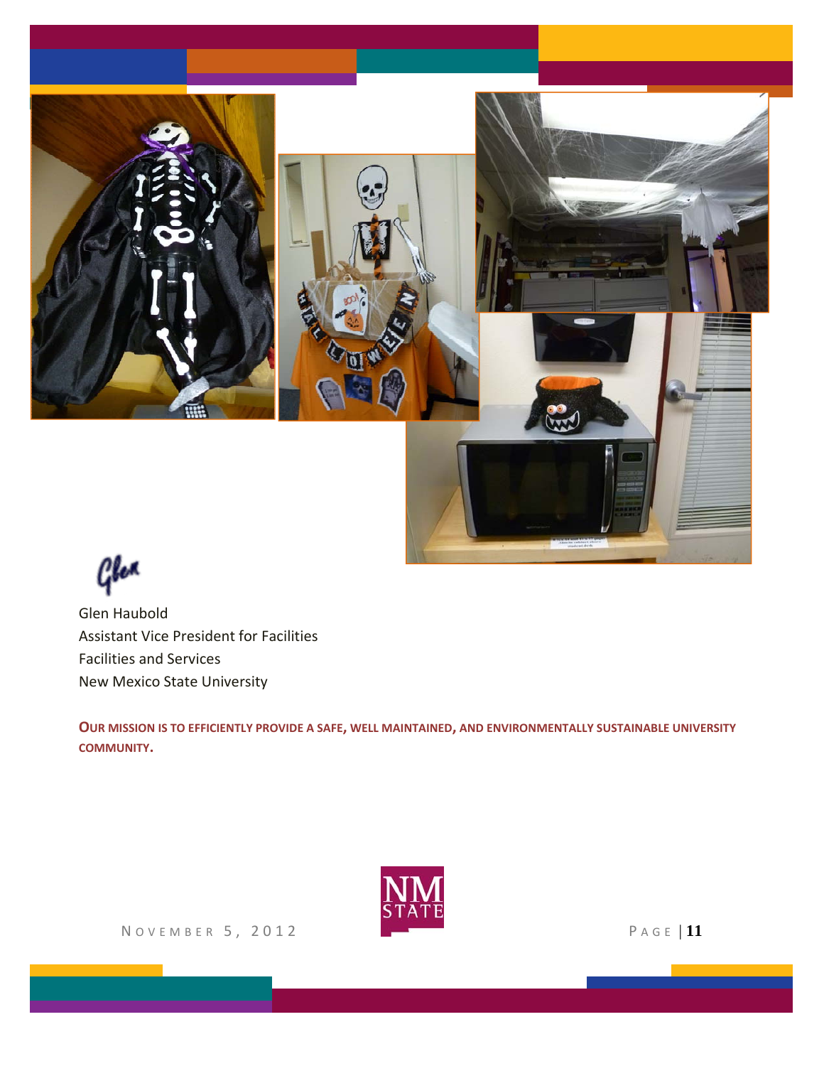Glen

Glen Haubold
Assistant Vice President for Facilities
Facilities and Services
New Mexico State University

**OUR MISSION IS TO EFFICIENTLY PROVIDE A SAFE, WELL MAINTAINED, AND ENVIRONMENTALLY SUSTAINABLE UNIVERSITY COMMUNITY.**